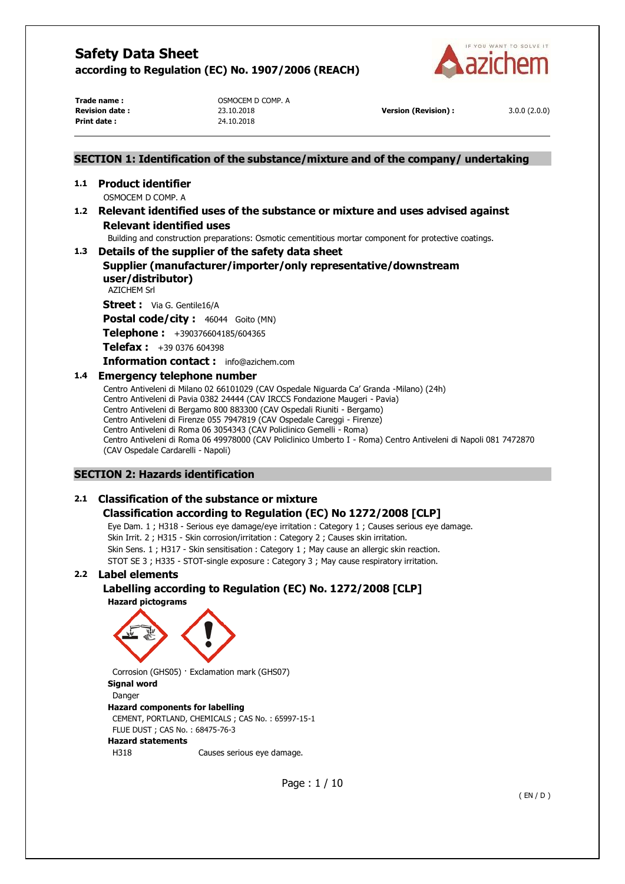# Safety Data Sheet

**according to Regulation (EC) No. 1907/2006 (REACH)**

| **Trade name :** | OSMOCEM D COMP. A | | |
|---|---|---|---|
| **Revision date :** | 23.10.2018 | **Version (Revision) :** | 3.0.0 (2.0.0) |
| **Print date :** | 24.10.2018 | | |

## SECTION 1: Identification of the substance/mixture and of the company/ undertaking

### 1.1 Product identifier

OSMOCEM D COMP. A

### 1.2 Relevant identified uses of the substance or mixture and uses advised against

**Relevant identified uses**

Building and construction preparations: Osmotic cementitious mortar component for protective coatings.

### 1.3 Details of the supplier of the safety data sheet

**Supplier (manufacturer/importer/only representative/downstream user/distributor)**

AZICHEM Srl

**Street :** Via G. Gentile16/A

**Postal code/city :** 46044 Goito (MN)

**Telephone :** +390376604185/604365

**Telefax :** +39 0376 604398

**Information contact :** info@azichem.com

### 1.4 Emergency telephone number

Centro Antiveleni di Milano 02 66101029 (CAV Ospedale Niguarda Ca' Granda -Milano) (24h)
Centro Antiveleni di Pavia 0382 24444 (CAV IRCCS Fondazione Maugeri - Pavia)
Centro Antiveleni di Bergamo 800 883300 (CAV Ospedali Riuniti - Bergamo)
Centro Antiveleni di Firenze 055 7947819 (CAV Ospedale Careggi - Firenze)
Centro Antiveleni di Roma 06 3054343 (CAV Policlinico Gemelli - Roma)
Centro Antiveleni di Roma 06 49978000 (CAV Policlinico Umberto I - Roma) Centro Antiveleni di Napoli 081 7472870 (CAV Ospedale Cardarelli - Napoli)

## SECTION 2: Hazards identification

### 2.1 Classification of the substance or mixture

**Classification according to Regulation (EC) No 1272/2008 [CLP]**

Eye Dam. 1 ; H318 - Serious eye damage/eye irritation : Category 1 ; Causes serious eye damage.
Skin Irrit. 2 ; H315 - Skin corrosion/irritation : Category 2 ; Causes skin irritation.
Skin Sens. 1 ; H317 - Skin sensitisation : Category 1 ; May cause an allergic skin reaction.
STOT SE 3 ; H335 - STOT-single exposure : Category 3 ; May cause respiratory irritation.

### 2.2 Label elements

**Labelling according to Regulation (EC) No. 1272/2008 [CLP]**

**Hazard pictograms**

Corrosion (GHS05) · Exclamation mark (GHS07)

**Signal word**

Danger

**Hazard components for labelling**

CEMENT, PORTLAND, CHEMICALS ; CAS No. : 65997-15-1
FLUE DUST ; CAS No. : 68475-76-3

**Hazard statements**

H318 Causes serious eye damage.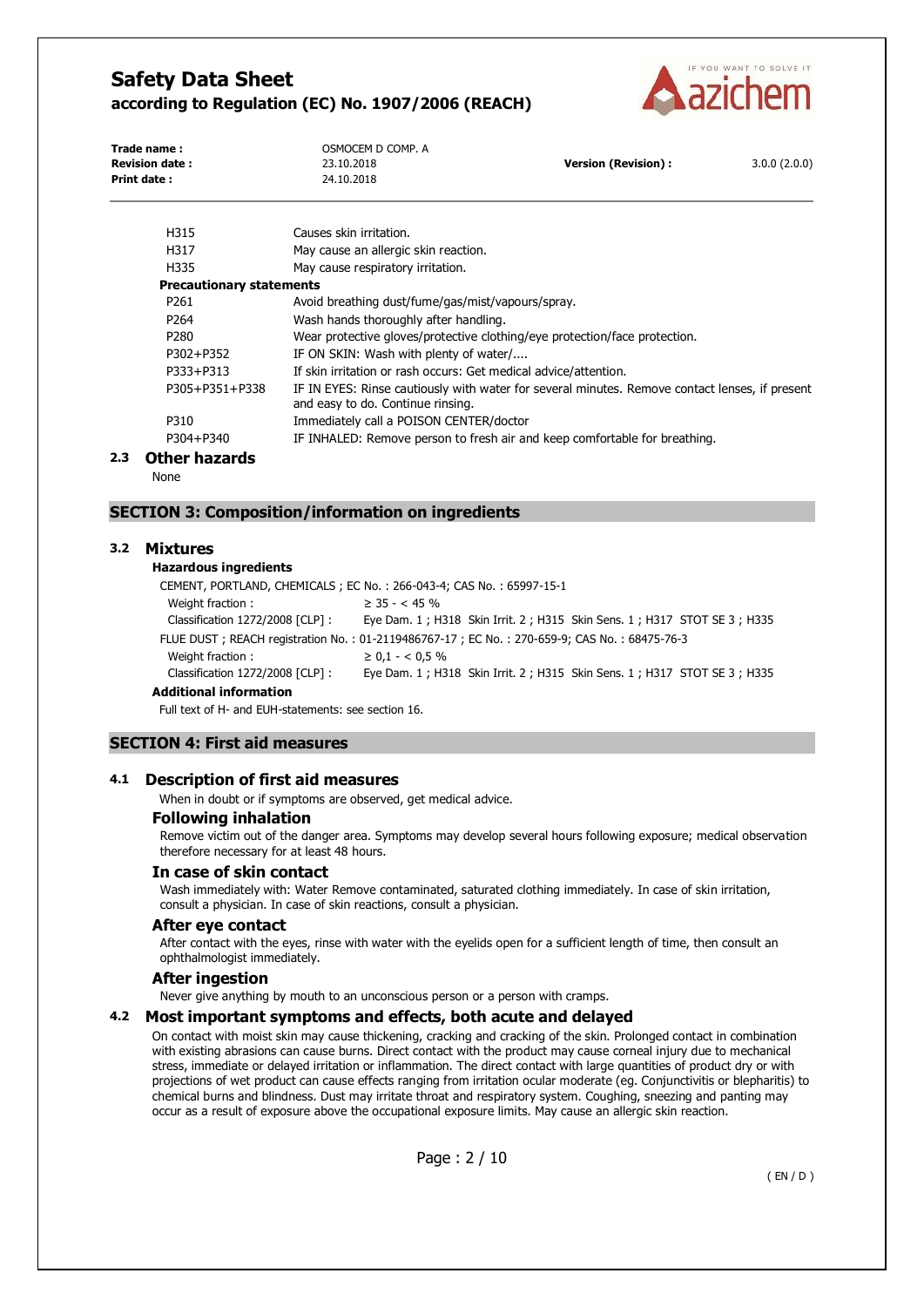| | |
|---|---|
| H315 | Causes skin irritation. |
| H317 | May cause an allergic skin reaction. |
| H335 | May cause respiratory irritation. |

**Precautionary statements**

| | |
|---|---|
| P261 | Avoid breathing dust/fume/gas/mist/vapours/spray. |
| P264 | Wash hands thoroughly after handling. |
| P280 | Wear protective gloves/protective clothing/eye protection/face protection. |
| P302+P352 | IF ON SKIN: Wash with plenty of water/.... |
| P333+P313 | If skin irritation or rash occurs: Get medical advice/attention. |
| P305+P351+P338 | IF IN EYES: Rinse cautiously with water for several minutes. Remove contact lenses, if present and easy to do. Continue rinsing. |
| P310 | Immediately call a POISON CENTER/doctor |
| P304+P340 | IF INHALED: Remove person to fresh air and keep comfortable for breathing. |

## 2.3 Other hazards

None

# SECTION 3: Composition/information on ingredients

## 3.2 Mixtures

**Hazardous ingredients**

CEMENT, PORTLAND, CHEMICALS ; EC No. : 266-043-4; CAS No. : 65997-15-1

| | |
|---|---|
| Weight fraction : | ≥ 35 - < 45 % |
| Classification 1272/2008 [CLP] : | Eye Dam. 1 ; H318 Skin Irrit. 2 ; H315 Skin Sens. 1 ; H317 STOT SE 3 ; H335 |

FLUE DUST ; REACH registration No. : 01-2119486767-17 ; EC No. : 270-659-9; CAS No. : 68475-76-3

| | |
|---|---|
| Weight fraction : | ≥ 0,1 - < 0,5 % |
| Classification 1272/2008 [CLP] : | Eye Dam. 1 ; H318 Skin Irrit. 2 ; H315 Skin Sens. 1 ; H317 STOT SE 3 ; H335 |

**Additional information**

Full text of H- and EUH-statements: see section 16.

# SECTION 4: First aid measures

## 4.1 Description of first aid measures

When in doubt or if symptoms are observed, get medical advice.

### Following inhalation

Remove victim out of the danger area. Symptoms may develop several hours following exposure; medical observation therefore necessary for at least 48 hours.

### In case of skin contact

Wash immediately with: Water Remove contaminated, saturated clothing immediately. In case of skin irritation, consult a physician. In case of skin reactions, consult a physician.

### After eye contact

After contact with the eyes, rinse with water with the eyelids open for a sufficient length of time, then consult an ophthalmologist immediately.

### After ingestion

Never give anything by mouth to an unconscious person or a person with cramps.

## 4.2 Most important symptoms and effects, both acute and delayed

On contact with moist skin may cause thickening, cracking and cracking of the skin. Prolonged contact in combination with existing abrasions can cause burns. Direct contact with the product may cause corneal injury due to mechanical stress, immediate or delayed irritation or inflammation. The direct contact with large quantities of product dry or with projections of wet product can cause effects ranging from irritation ocular moderate (eg. Conjunctivitis or blepharitis) to chemical burns and blindness. Dust may irritate throat and respiratory system. Coughing, sneezing and panting may occur as a result of exposure above the occupational exposure limits. May cause an allergic skin reaction.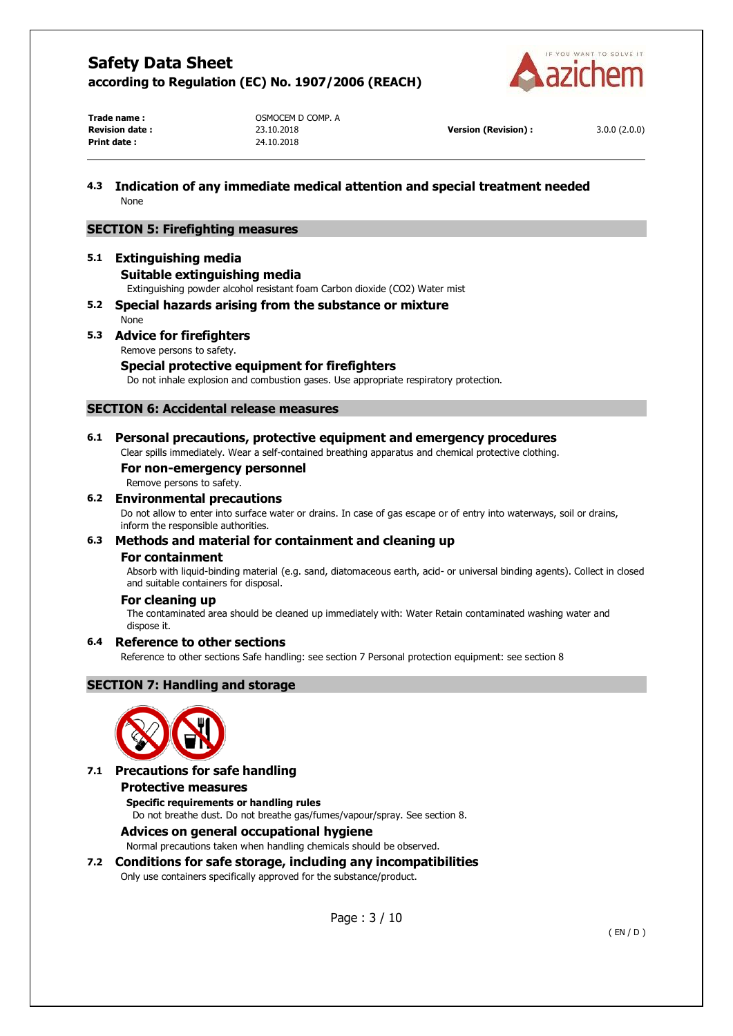### 4.3 Indication of any immediate medical attention and special treatment needed

None

## SECTION 5: Firefighting measures

### 5.1 Extinguishing media

#### Suitable extinguishing media

Extinguishing powder alcohol resistant foam Carbon dioxide ($CO_2$) Water mist

### 5.2 Special hazards arising from the substance or mixture

None

### 5.3 Advice for firefighters

Remove persons to safety.

#### Special protective equipment for firefighters

Do not inhale explosion and combustion gases. Use appropriate respiratory protection.

## SECTION 6: Accidental release measures

### 6.1 Personal precautions, protective equipment and emergency procedures

Clear spills immediately. Wear a self-contained breathing apparatus and chemical protective clothing.

#### For non-emergency personnel

Remove persons to safety.

### 6.2 Environmental precautions

Do not allow to enter into surface water or drains. In case of gas escape or of entry into waterways, soil or drains, inform the responsible authorities.

### 6.3 Methods and material for containment and cleaning up

#### For containment

Absorb with liquid-binding material (e.g. sand, diatomaceous earth, acid- or universal binding agents). Collect in closed and suitable containers for disposal.

#### For cleaning up

The contaminated area should be cleaned up immediately with: Water Retain contaminated washing water and dispose it.

### 6.4 Reference to other sections

Reference to other sections Safe handling: see section 7 Personal protection equipment: see section 8

## SECTION 7: Handling and storage

### 7.1 Precautions for safe handling

#### Protective measures

**Specific requirements or handling rules**

Do not breathe dust. Do not breathe gas/fumes/vapour/spray. See section 8.

#### Advices on general occupational hygiene

Normal precautions taken when handling chemicals should be observed.

### 7.2 Conditions for safe storage, including any incompatibilities

Only use containers specifically approved for the substance/product.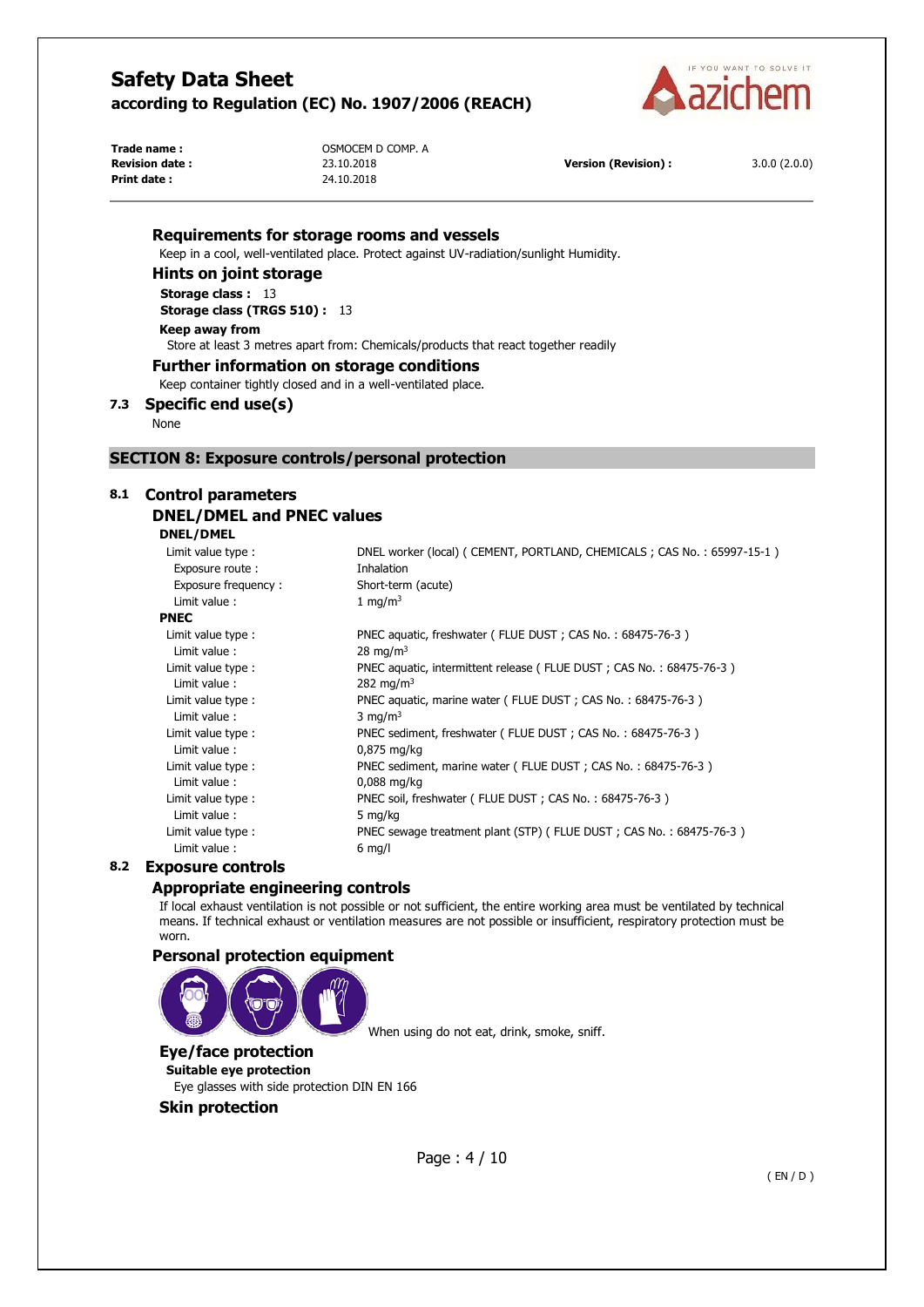### Requirements for storage rooms and vessels

Keep in a cool, well-ventilated place. Protect against UV-radiation/sunlight Humidity.

### Hints on joint storage

**Storage class :** 13
**Storage class (TRGS 510) :** 13

**Keep away from**

Store at least 3 metres apart from: Chemicals/products that react together readily

### Further information on storage conditions

Keep container tightly closed and in a well-ventilated place.

## 7.3 Specific end use(s)

None

# SECTION 8: Exposure controls/personal protection

## 8.1 Control parameters

### DNEL/DMEL and PNEC values

**DNEL/DMEL**

| | |
|---|---|
| Limit value type : | DNEL worker (local) ( CEMENT, PORTLAND, CHEMICALS ; CAS No. : 65997-15-1 ) |
| Exposure route : | Inhalation |
| Exposure frequency : | Short-term (acute) |
| Limit value : | 1 $mg/m^3$ |

**PNEC**

| | |
|---|---|
| Limit value type : | PNEC aquatic, freshwater ( FLUE DUST ; CAS No. : 68475-76-3 ) |
| Limit value : | 28 $mg/m^3$ |
| Limit value type : | PNEC aquatic, intermittent release ( FLUE DUST ; CAS No. : 68475-76-3 ) |
| Limit value : | 282 $mg/m^3$ |
| Limit value type : | PNEC aquatic, marine water ( FLUE DUST ; CAS No. : 68475-76-3 ) |
| Limit value : | 3 $mg/m^3$ |
| Limit value type : | PNEC sediment, freshwater ( FLUE DUST ; CAS No. : 68475-76-3 ) |
| Limit value : | 0,875 mg/kg |
| Limit value type : | PNEC sediment, marine water ( FLUE DUST ; CAS No. : 68475-76-3 ) |
| Limit value : | 0,088 mg/kg |
| Limit value type : | PNEC soil, freshwater ( FLUE DUST ; CAS No. : 68475-76-3 ) |
| Limit value : | 5 mg/kg |
| Limit value type : | PNEC sewage treatment plant (STP) ( FLUE DUST ; CAS No. : 68475-76-3 ) |
| Limit value : | 6 mg/l |

## 8.2 Exposure controls

### Appropriate engineering controls

If local exhaust ventilation is not possible or not sufficient, the entire working area must be ventilated by technical means. If technical exhaust or ventilation measures are not possible or insufficient, respiratory protection must be worn.

### Personal protection equipment

When using do not eat, drink, smoke, sniff.

### Eye/face protection

**Suitable eye protection**

Eye glasses with side protection DIN EN 166

### Skin protection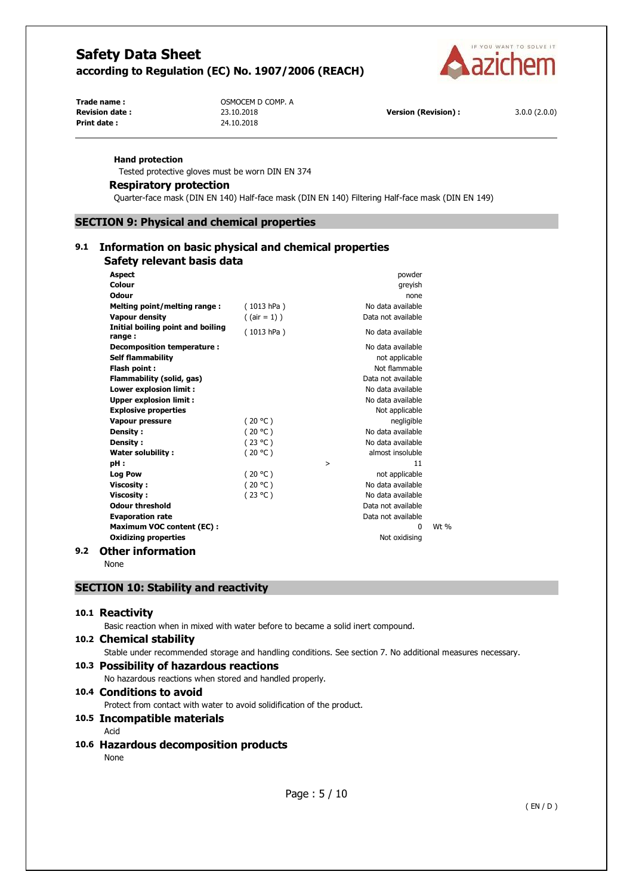**Hand protection**

Tested protective gloves must be worn DIN EN 374

**Respiratory protection**

Quarter-face mask (DIN EN 140) Half-face mask (DIN EN 140) Filtering Half-face mask (DIN EN 149)

## SECTION 9: Physical and chemical properties

### 9.1 Information on basic physical and chemical properties

**Safety relevant basis data**

| Property | Condition | | Value | Unit |
|---|---|---|---|---|
| **Aspect** | | | powder | |
| **Colour** | | | greyish | |
| **Odour** | | | none | |
| **Melting point/melting range :** | ( 1013 hPa ) | | No data available | |
| **Vapour density** | ( (air = 1) ) | | Data not available | |
| **Initial boiling point and boiling range :** | ( 1013 hPa ) | | No data available | |
| **Decomposition temperature :** | | | No data available | |
| **Self flammability** | | | not applicable | |
| **Flash point :** | | | Not flammable | |
| **Flammability (solid, gas)** | | | Data not available | |
| **Lower explosion limit :** | | | No data available | |
| **Upper explosion limit :** | | | No data available | |
| **Explosive properties** | | | Not applicable | |
| **Vapour pressure** | ( 20 °C ) | | negligible | |
| **Density :** | ( 20 °C ) | | No data available | |
| **Density :** | ( 23 °C ) | | No data available | |
| **Water solubility :** | ( 20 °C ) | | almost insoluble | |
| **pH :** | | > | 11 | |
| **Log Pow** | ( 20 °C ) | | not applicable | |
| **Viscosity :** | ( 20 °C ) | | No data available | |
| **Viscosity :** | ( 23 °C ) | | No data available | |
| **Odour threshold** | | | Data not available | |
| **Evaporation rate** | | | Data not available | |
| **Maximum VOC content (EC) :** | | | 0 | Wt % |
| **Oxidizing properties** | | | Not oxidising | |

### 9.2 Other information

None

## SECTION 10: Stability and reactivity

### 10.1 Reactivity

Basic reaction when in mixed with water before to became a solid inert compound.

### 10.2 Chemical stability

Stable under recommended storage and handling conditions. See section 7. No additional measures necessary.

### 10.3 Possibility of hazardous reactions

No hazardous reactions when stored and handled properly.

### 10.4 Conditions to avoid

Protect from contact with water to avoid solidification of the product.

### 10.5 Incompatible materials

Acid

### 10.6 Hazardous decomposition products

None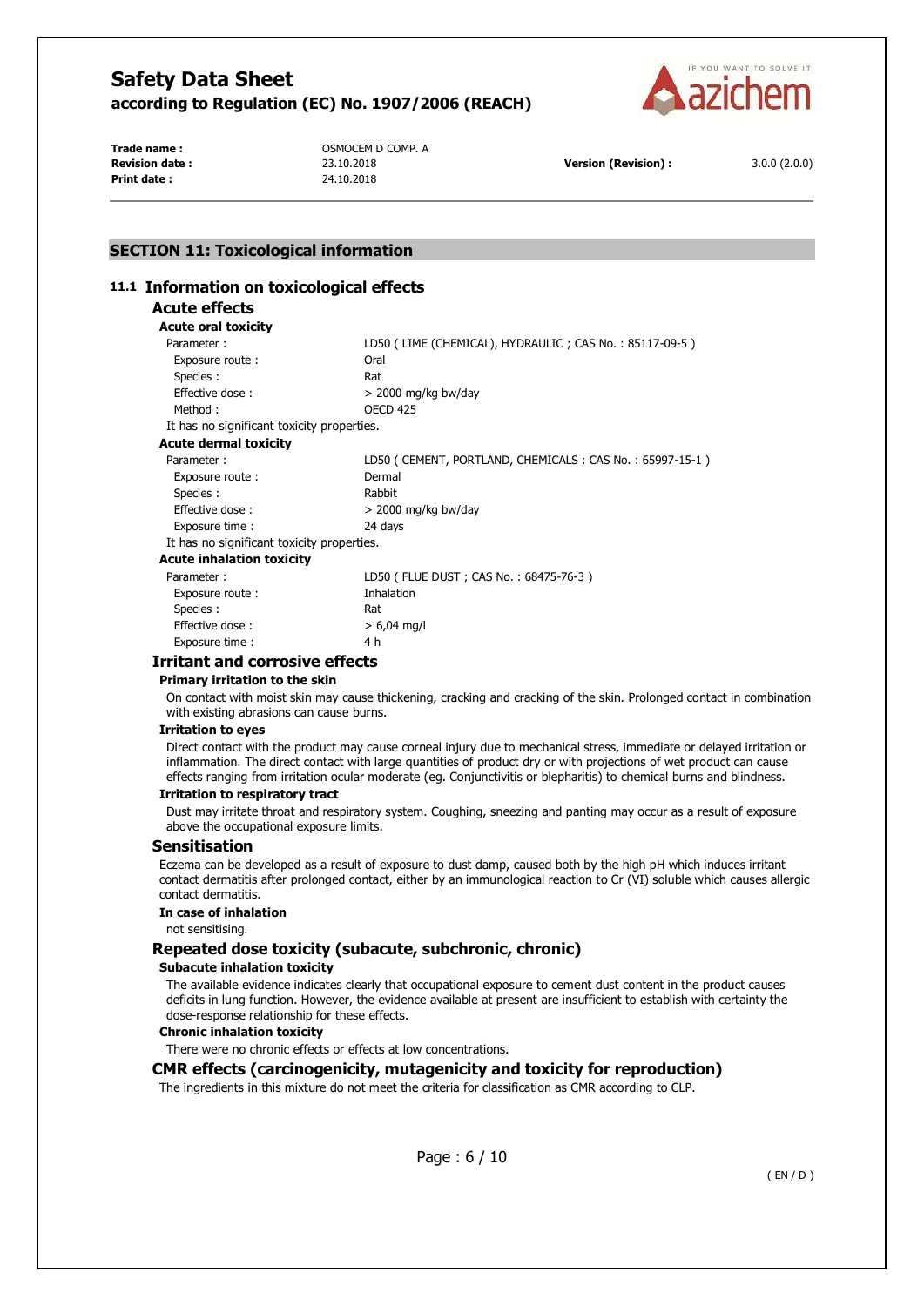## SECTION 11: Toxicological information

### 11.1 Information on toxicological effects

#### Acute effects

**Acute oral toxicity**

| | |
|---|---|
| Parameter : | LD50 ( LIME (CHEMICAL), HYDRAULIC ; CAS No. : 85117-09-5 ) |
| Exposure route : | Oral |
| Species : | Rat |
| Effective dose : | > 2000 mg/kg bw/day |
| Method : | OECD 425 |

It has no significant toxicity properties.

**Acute dermal toxicity**

| | |
|---|---|
| Parameter : | LD50 ( CEMENT, PORTLAND, CHEMICALS ; CAS No. : 65997-15-1 ) |
| Exposure route : | Dermal |
| Species : | Rabbit |
| Effective dose : | > 2000 mg/kg bw/day |
| Exposure time : | 24 days |

It has no significant toxicity properties.

**Acute inhalation toxicity**

| | |
|---|---|
| Parameter : | LD50 ( FLUE DUST ; CAS No. : 68475-76-3 ) |
| Exposure route : | Inhalation |
| Species : | Rat |
| Effective dose : | > 6,04 mg/l |
| Exposure time : | 4 h |

#### Irritant and corrosive effects

**Primary irritation to the skin**

On contact with moist skin may cause thickening, cracking and cracking of the skin. Prolonged contact in combination with existing abrasions can cause burns.

**Irritation to eyes**

Direct contact with the product may cause corneal injury due to mechanical stress, immediate or delayed irritation or inflammation. The direct contact with large quantities of product dry or with projections of wet product can cause effects ranging from irritation ocular moderate (eg. Conjunctivitis or blepharitis) to chemical burns and blindness.

**Irritation to respiratory tract**

Dust may irritate throat and respiratory system. Coughing, sneezing and panting may occur as a result of exposure above the occupational exposure limits.

#### Sensitisation

Eczema can be developed as a result of exposure to dust damp, caused both by the high pH which induces irritant contact dermatitis after prolonged contact, either by an immunological reaction to Cr (VI) soluble which causes allergic contact dermatitis.

**In case of inhalation**

not sensitising.

#### Repeated dose toxicity (subacute, subchronic, chronic)

**Subacute inhalation toxicity**

The available evidence indicates clearly that occupational exposure to cement dust content in the product causes deficits in lung function. However, the evidence available at present are insufficient to establish with certainty the dose-response relationship for these effects.

**Chronic inhalation toxicity**

There were no chronic effects or effects at low concentrations.

#### CMR effects (carcinogenicity, mutagenicity and toxicity for reproduction)

The ingredients in this mixture do not meet the criteria for classification as CMR according to CLP.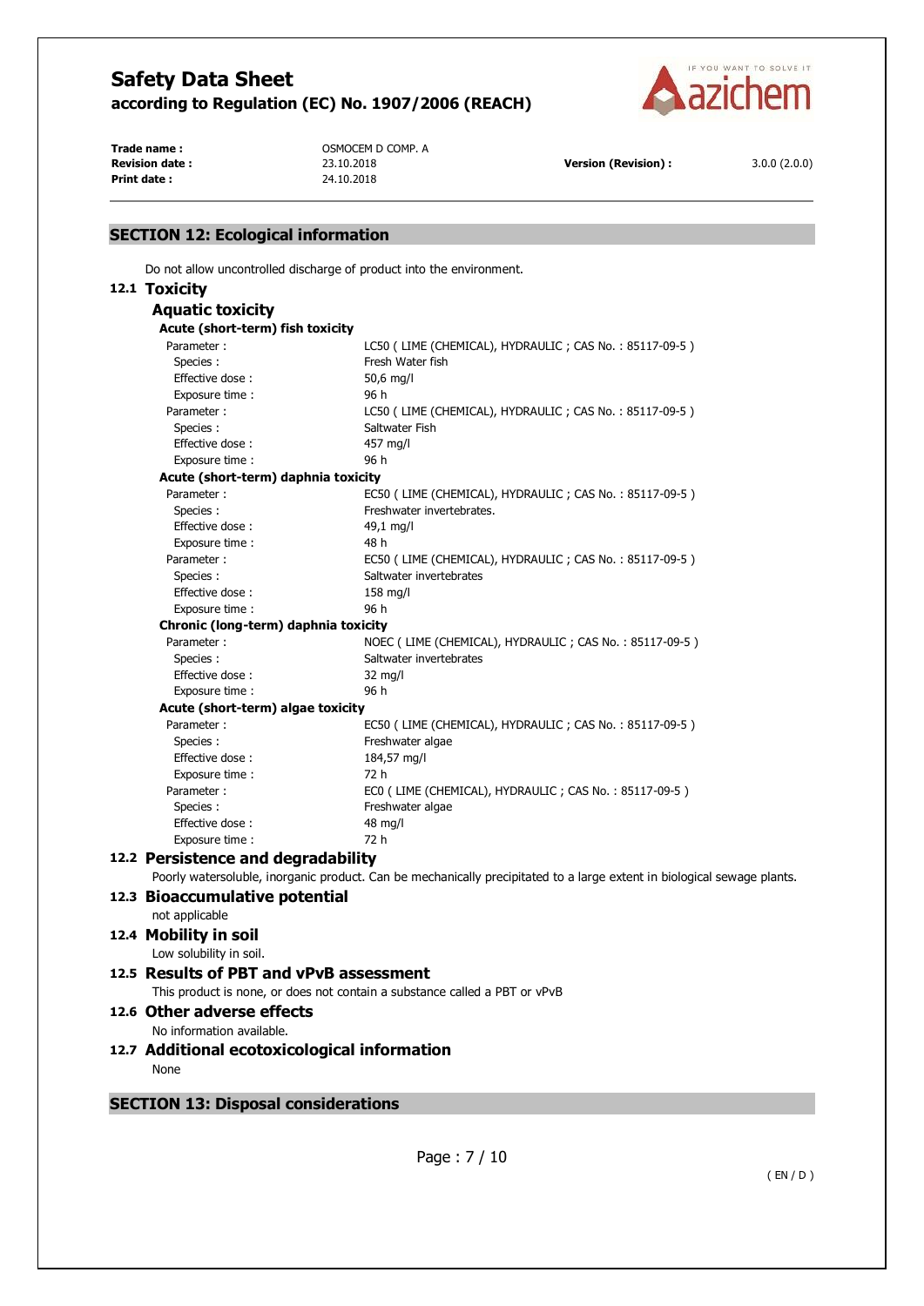## SECTION 12: Ecological information

Do not allow uncontrolled discharge of product into the environment.

### 12.1 Toxicity

#### Aquatic toxicity

**Acute (short-term) fish toxicity**

| | |
|---|---|
| Parameter : | LC50 ( LIME (CHEMICAL), HYDRAULIC ; CAS No. : 85117-09-5 ) |
| Species : | Fresh Water fish |
| Effective dose : | 50,6 mg/l |
| Exposure time : | 96 h |
| Parameter : | LC50 ( LIME (CHEMICAL), HYDRAULIC ; CAS No. : 85117-09-5 ) |
| Species : | Saltwater Fish |
| Effective dose : | 457 mg/l |
| Exposure time : | 96 h |

**Acute (short-term) daphnia toxicity**

| | |
|---|---|
| Parameter : | EC50 ( LIME (CHEMICAL), HYDRAULIC ; CAS No. : 85117-09-5 ) |
| Species : | Freshwater invertebrates. |
| Effective dose : | 49,1 mg/l |
| Exposure time : | 48 h |
| Parameter : | EC50 ( LIME (CHEMICAL), HYDRAULIC ; CAS No. : 85117-09-5 ) |
| Species : | Saltwater invertebrates |
| Effective dose : | 158 mg/l |
| Exposure time : | 96 h |

**Chronic (long-term) daphnia toxicity**

| | |
|---|---|
| Parameter : | NOEC ( LIME (CHEMICAL), HYDRAULIC ; CAS No. : 85117-09-5 ) |
| Species : | Saltwater invertebrates |
| Effective dose : | 32 mg/l |
| Exposure time : | 96 h |

**Acute (short-term) algae toxicity**

| | |
|---|---|
| Parameter : | EC50 ( LIME (CHEMICAL), HYDRAULIC ; CAS No. : 85117-09-5 ) |
| Species : | Freshwater algae |
| Effective dose : | 184,57 mg/l |
| Exposure time : | 72 h |
| Parameter : | EC0 ( LIME (CHEMICAL), HYDRAULIC ; CAS No. : 85117-09-5 ) |
| Species : | Freshwater algae |
| Effective dose : | 48 mg/l |
| Exposure time : | 72 h |

### 12.2 Persistence and degradability

Poorly watersoluble, inorganic product. Can be mechanically precipitated to a large extent in biological sewage plants.

### 12.3 Bioaccumulative potential

not applicable

### 12.4 Mobility in soil

Low solubility in soil.

### 12.5 Results of PBT and vPvB assessment

This product is none, or does not contain a substance called a PBT or vPvB

### 12.6 Other adverse effects

No information available.

### 12.7 Additional ecotoxicological information

None

## SECTION 13: Disposal considerations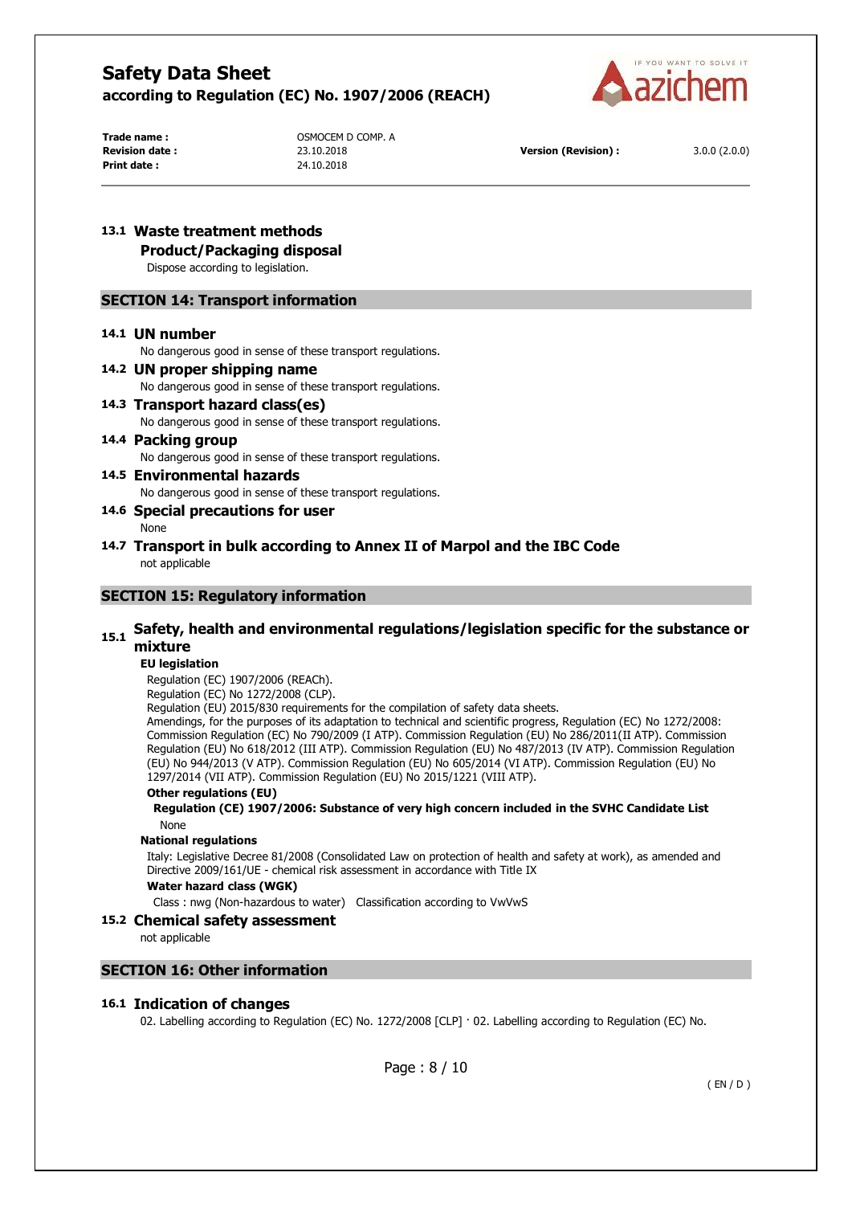### 13.1 Waste treatment methods

**Product/Packaging disposal**

Dispose according to legislation.

## SECTION 14: Transport information

### 14.1 UN number

No dangerous good in sense of these transport regulations.

### 14.2 UN proper shipping name

No dangerous good in sense of these transport regulations.

### 14.3 Transport hazard class(es)

No dangerous good in sense of these transport regulations.

### 14.4 Packing group

No dangerous good in sense of these transport regulations.

### 14.5 Environmental hazards

No dangerous good in sense of these transport regulations.

### 14.6 Special precautions for user

None

### 14.7 Transport in bulk according to Annex II of Marpol and the IBC Code

not applicable

## SECTION 15: Regulatory information

### 15.1 Safety, health and environmental regulations/legislation specific for the substance or mixture

**EU legislation**

Regulation (EC) 1907/2006 (REACh).
Regulation (EC) No 1272/2008 (CLP).
Regulation (EU) 2015/830 requirements for the compilation of safety data sheets.
Amendings, for the purposes of its adaptation to technical and scientific progress, Regulation (EC) No 1272/2008: Commission Regulation (EC) No 790/2009 (I ATP). Commission Regulation (EU) No 286/2011(II ATP). Commission Regulation (EU) No 618/2012 (III ATP). Commission Regulation (EU) No 487/2013 (IV ATP). Commission Regulation (EU) No 944/2013 (V ATP). Commission Regulation (EU) No 605/2014 (VI ATP). Commission Regulation (EU) No 1297/2014 (VII ATP). Commission Regulation (EU) No 2015/1221 (VIII ATP).

**Other regulations (EU)**

**Regulation (CE) 1907/2006: Substance of very high concern included in the SVHC Candidate List**

None

**National regulations**

Italy: Legislative Decree 81/2008 (Consolidated Law on protection of health and safety at work), as amended and Directive 2009/161/UE - chemical risk assessment in accordance with Title IX

**Water hazard class (WGK)**

Class : nwg (Non-hazardous to water) Classification according to VwVwS

### 15.2 Chemical safety assessment

not applicable

## SECTION 16: Other information

### 16.1 Indication of changes

02. Labelling according to Regulation (EC) No. 1272/2008 [CLP] · 02. Labelling according to Regulation (EC) No.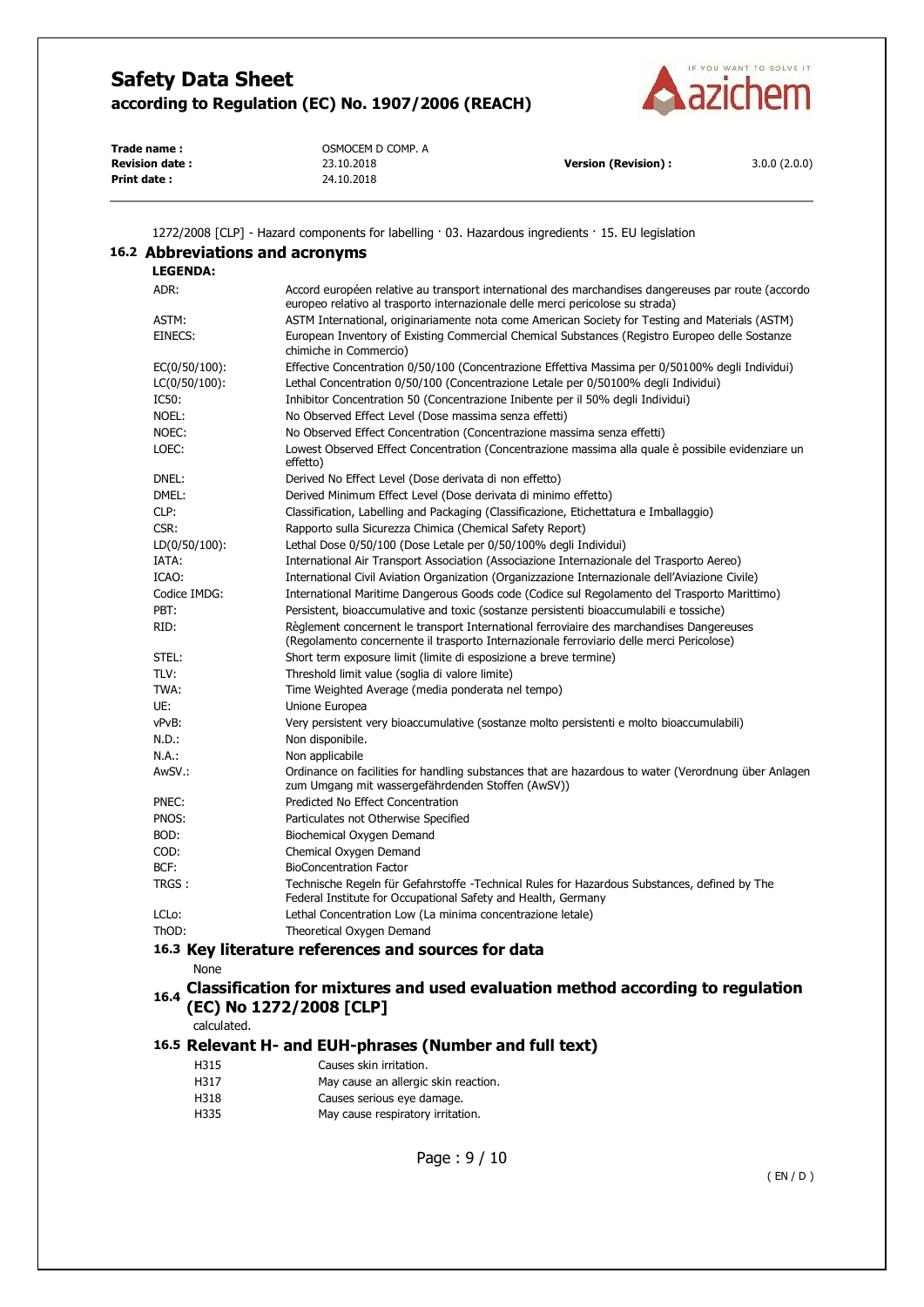1272/2008 [CLP] - Hazard components for labelling · 03. Hazardous ingredients · 15. EU legislation

## 16.2 Abbreviations and acronyms

**LEGENDA:**

| | |
|---|---|
| ADR: | Accord européen relative au transport international des marchandises dangereuses par route (accordo europeo relativo al trasporto internazionale delle merci pericolose su strada) |
| ASTM: | ASTM International, originariamente nota come American Society for Testing and Materials (ASTM) |
| EINECS: | European Inventory of Existing Commercial Chemical Substances (Registro Europeo delle Sostanze chimiche in Commercio) |
| EC(0/50/100): | Effective Concentration 0/50/100 (Concentrazione Effettiva Massima per 0/50100% degli Individui) |
| LC(0/50/100): | Lethal Concentration 0/50/100 (Concentrazione Letale per 0/50100% degli Individui) |
| IC50: | Inhibitor Concentration 50 (Concentrazione Inibente per il 50% degli Individui) |
| NOEL: | No Observed Effect Level (Dose massima senza effetti) |
| NOEC: | No Observed Effect Concentration (Concentrazione massima senza effetti) |
| LOEC: | Lowest Observed Effect Concentration (Concentrazione massima alla quale è possibile evidenziare un effetto) |
| DNEL: | Derived No Effect Level (Dose derivata di non effetto) |
| DMEL: | Derived Minimum Effect Level (Dose derivata di minimo effetto) |
| CLP: | Classification, Labelling and Packaging (Classificazione, Etichettatura e Imballaggio) |
| CSR: | Rapporto sulla Sicurezza Chimica (Chemical Safety Report) |
| LD(0/50/100): | Lethal Dose 0/50/100 (Dose Letale per 0/50/100% degli Individui) |
| IATA: | International Air Transport Association (Associazione Internazionale del Trasporto Aereo) |
| ICAO: | International Civil Aviation Organization (Organizzazione Internazionale dell'Aviazione Civile) |
| Codice IMDG: | International Maritime Dangerous Goods code (Codice sul Regolamento del Trasporto Marittimo) |
| PBT: | Persistent, bioaccumulative and toxic (sostanze persistenti bioaccumulabili e tossiche) |
| RID: | Règlement concernent le transport International ferroviaire des marchandises Dangereuses (Regolamento concernente il trasporto Internazionale ferroviario delle merci Pericolose) |
| STEL: | Short term exposure limit (limite di esposizione a breve termine) |
| TLV: | Threshold limit value (soglia di valore limite) |
| TWA: | Time Weighted Average (media ponderata nel tempo) |
| UE: | Unione Europea |
| vPvB: | Very persistent very bioaccumulative (sostanze molto persistenti e molto bioaccumulabili) |
| N.D.: | Non disponibile. |
| N.A.: | Non applicabile |
| AwSV.: | Ordinance on facilities for handling substances that are hazardous to water (Verordnung über Anlagen zum Umgang mit wassergefährdenden Stoffen (AwSV)) |
| PNEC: | Predicted No Effect Concentration |
| PNOS: | Particulates not Otherwise Specified |
| BOD: | Biochemical Oxygen Demand |
| COD: | Chemical Oxygen Demand |
| BCF: | BioConcentration Factor |
| TRGS : | Technische Regeln für Gefahrstoffe -Technical Rules for Hazardous Substances, defined by The Federal Institute for Occupational Safety and Health, Germany |
| LCLo: | Lethal Concentration Low (La minima concentrazione letale) |
| ThOD: | Theoretical Oxygen Demand |

## 16.3 Key literature references and sources for data

None

## 16.4 Classification for mixtures and used evaluation method according to regulation (EC) No 1272/2008 [CLP]

calculated.

## 16.5 Relevant H- and EUH-phrases (Number and full text)

| | |
|---|---|
| H315 | Causes skin irritation. |
| H317 | May cause an allergic skin reaction. |
| H318 | Causes serious eye damage. |
| H335 | May cause respiratory irritation. |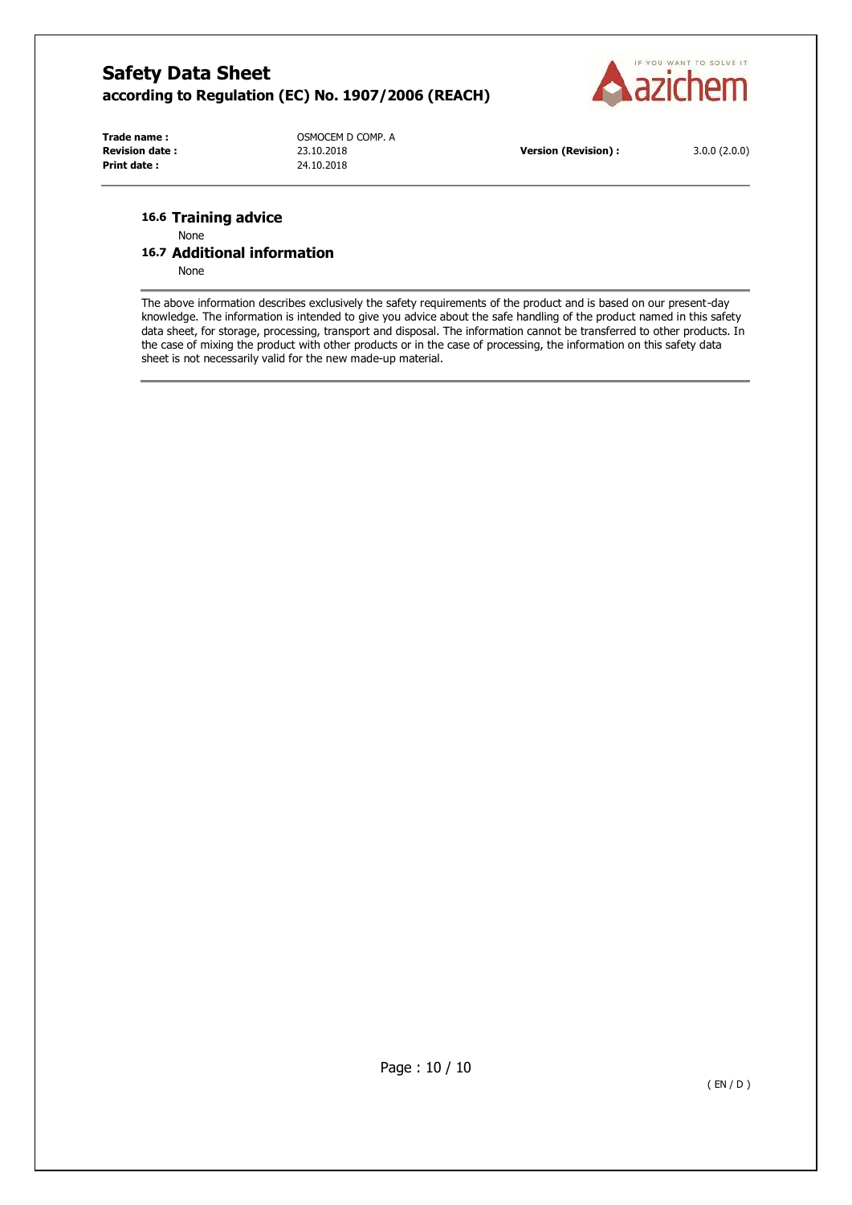### 16.6 Training advice

None

### 16.7 Additional information

None

---

The above information describes exclusively the safety requirements of the product and is based on our present-day knowledge. The information is intended to give you advice about the safe handling of the product named in this safety data sheet, for storage, processing, transport and disposal. The information cannot be transferred to other products. In the case of mixing the product with other products or in the case of processing, the information on this safety data sheet is not necessarily valid for the new made-up material.

---